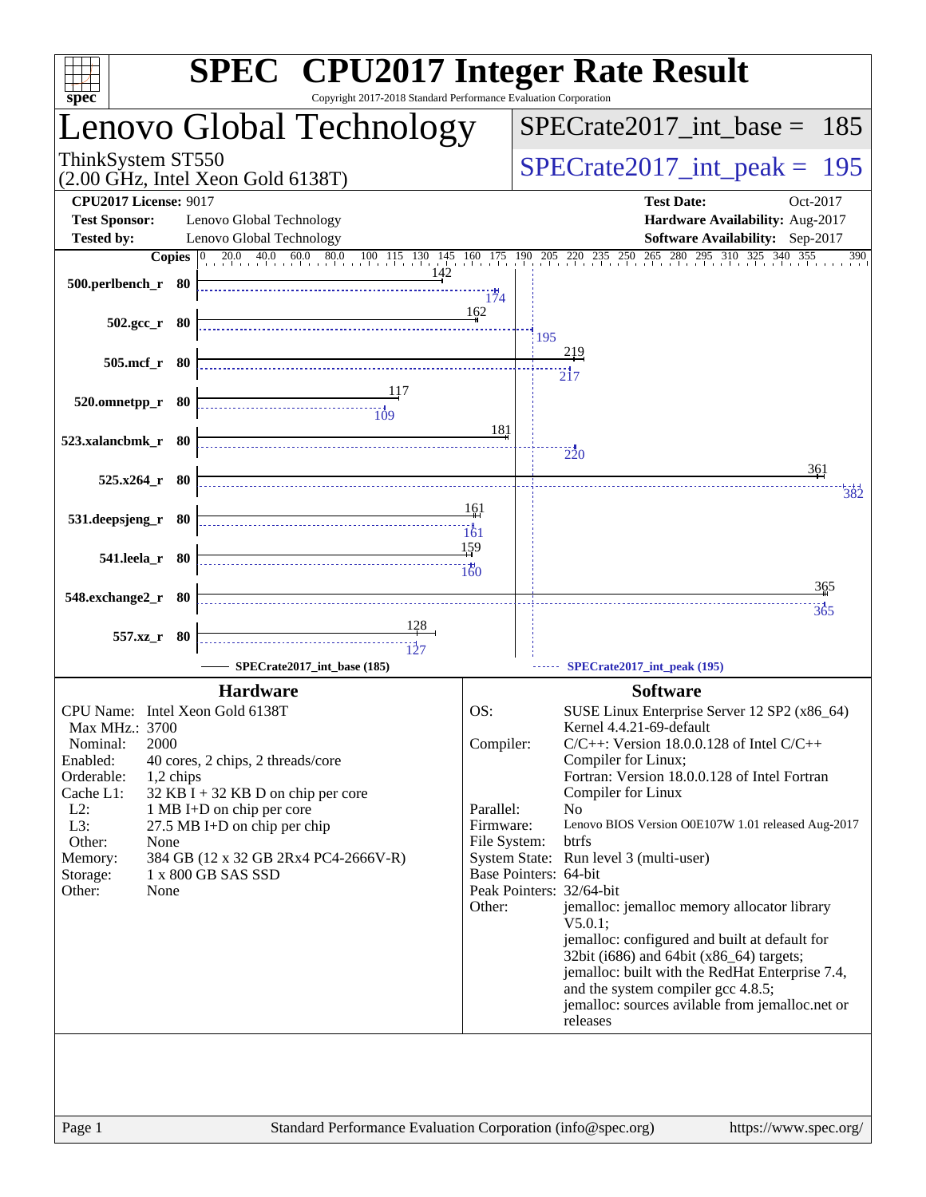# SPEC CPU2017 Integer Rate Result

Copyright 2017-2018 Standard Performance Evaluation Corporation

## Lenovo Global Technology

ThinkSystem ST550
(2.00 GHz, Intel Xeon Gold 6138T)

SPECrate2017_int_base = 185

SPECrate2017_int_peak = 195

**CPU2017 License:** 9017
**Test Sponsor:** Lenovo Global Technology
**Tested by:** Lenovo Global Technology

**Test Date:** Oct-2017
**Hardware Availability:** Aug-2017
**Software Availability:** Sep-2017

| Benchmark | Copies | Base | Peak |
|---|---|---|---|
| 500.perlbench_r | 80 | 142 | 174 |
| 502.gcc_r | 80 | 162 | 195 |
| 505.mcf_r | 80 | 219 | 217 |
| 520.omnetpp_r | 80 | 117 | 109 |
| 523.xalancbmk_r | 80 | 181 | 220 |
| 525.x264_r | 80 | 361 | 382 |
| 531.deepsjeng_r | 80 | 161 | 161 |
| 541.leela_r | 80 | 159 | 160 |
| 548.exchange2_r | 80 | 365 | 365 |
| 557.xz_r | 80 | 128 | 127 |

SPECrate2017_int_base (185) — SPECrate2017_int_peak (195)

## Hardware

| | |
|---|---|
| CPU Name: | Intel Xeon Gold 6138T |
| Max MHz.: | 3700 |
| Nominal: | 2000 |
| Enabled: | 40 cores, 2 chips, 2 threads/core |
| Orderable: | 1,2 chips |
| Cache L1: | 32 KB I + 32 KB D on chip per core |
| L2: | 1 MB I+D on chip per core |
| L3: | 27.5 MB I+D on chip per chip |
| Other: | None |
| Memory: | 384 GB (12 x 32 GB 2Rx4 PC4-2666V-R) |
| Storage: | 1 x 800 GB SAS SSD |
| Other: | None |

## Software

| | |
|---|---|
| OS: | SUSE Linux Enterprise Server 12 SP2 (x86_64) Kernel 4.4.21-69-default |
| Compiler: | C/C++: Version 18.0.0.128 of Intel C/C++ Compiler for Linux; Fortran: Version 18.0.0.128 of Intel Fortran Compiler for Linux |
| Parallel: | No |
| Firmware: | Lenovo BIOS Version O0E107W 1.01 released Aug-2017 |
| File System: | btrfs |
| System State: | Run level 3 (multi-user) |
| Base Pointers: | 64-bit |
| Peak Pointers: | 32/64-bit |
| Other: | jemalloc: jemalloc memory allocator library V5.0.1; jemalloc: configured and built at default for 32bit (i686) and 64bit (x86_64) targets; jemalloc: built with the RedHat Enterprise 7.4, and the system compiler gcc 4.8.5; jemalloc: sources avilable from jemalloc.net or releases |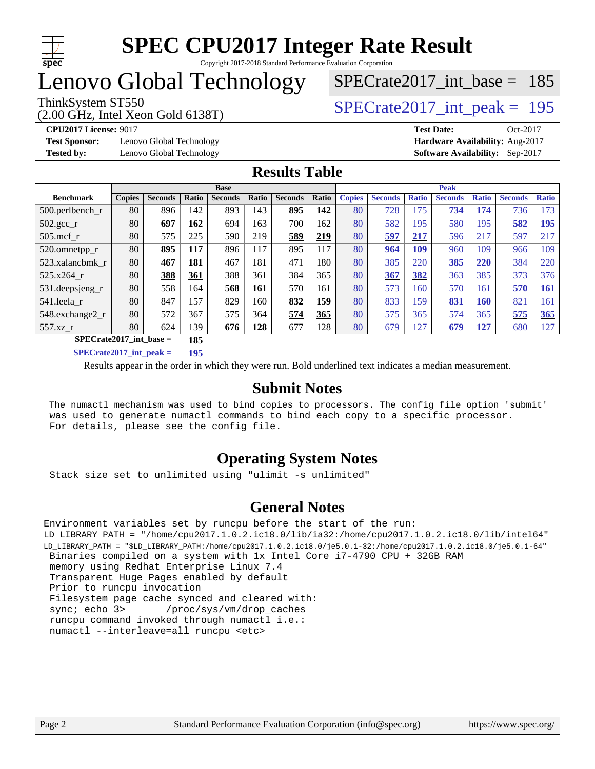# SPEC CPU2017 Integer Rate Result

Copyright 2017-2018 Standard Performance Evaluation Corporation

# Lenovo Global Technology

ThinkSystem ST550
(2.00 GHz, Intel Xeon Gold 6138T)

SPECrate2017_int_base = 185

SPECrate2017_int_peak = 195

**CPU2017 License:** 9017
**Test Sponsor:** Lenovo Global Technology
**Tested by:** Lenovo Global Technology

**Test Date:** Oct-2017
**Hardware Availability:** Aug-2017
**Software Availability:** Sep-2017

## Results Table

| | Base | | | | | | | Peak | | | | | | |
|---|---|---|---|---|---|---|---|---|---|---|---|---|---|---|
| **Benchmark** | **Copies** | **Seconds** | **Ratio** | **Seconds** | **Ratio** | **Seconds** | **Ratio** | **Copies** | **Seconds** | **Ratio** | **Seconds** | **Ratio** | **Seconds** | **Ratio** |
| 500.perlbench_r | 80 | 896 | 142 | 893 | 143 | **895** | **142** | 80 | 728 | 175 | **734** | **174** | 736 | 173 |
| 502.gcc_r | 80 | **697** | **162** | 694 | 163 | 700 | 162 | 80 | 582 | 195 | 580 | 195 | **582** | **195** |
| 505.mcf_r | 80 | 575 | 225 | 590 | 219 | **589** | **219** | 80 | **597** | **217** | 596 | 217 | 597 | 217 |
| 520.omnetpp_r | 80 | **895** | **117** | 896 | 117 | 895 | 117 | 80 | **964** | **109** | 960 | 109 | 966 | 109 |
| 523.xalancbmk_r | 80 | **467** | **181** | 467 | 181 | 471 | 180 | 80 | 385 | 220 | **385** | **220** | 384 | 220 |
| 525.x264_r | 80 | **388** | **361** | 388 | 361 | 384 | 365 | 80 | **367** | **382** | 363 | 385 | 373 | 376 |
| 531.deepsjeng_r | 80 | 558 | 164 | **568** | **161** | 570 | 161 | 80 | 573 | 160 | 570 | 161 | **570** | **161** |
| 541.leela_r | 80 | 847 | 157 | 829 | 160 | **832** | **159** | 80 | 833 | 159 | **831** | **160** | 821 | 161 |
| 548.exchange2_r | 80 | 572 | 367 | 575 | 364 | **574** | **365** | 80 | 575 | 365 | 574 | 365 | **575** | **365** |
| 557.xz_r | 80 | 624 | 139 | **676** | **128** | 677 | 128 | 80 | 679 | 127 | **679** | **127** | 680 | 127 |

**SPECrate2017_int_base = 185**

**SPECrate2017_int_peak = 195**

Results appear in the order in which they were run. Bold underlined text indicates a median measurement.

## Submit Notes

The numactl mechanism was used to bind copies to processors. The config file option 'submit' was used to generate numactl commands to bind each copy to a specific processor. For details, please see the config file.

## Operating System Notes

Stack size set to unlimited using "ulimit -s unlimited"

## General Notes

```
Environment variables set by runcpu before the start of the run:
LD_LIBRARY_PATH = "/home/cpu2017.1.0.2.ic18.0/lib/ia32:/home/cpu2017.1.0.2.ic18.0/lib/intel64"
LD_LIBRARY_PATH = "$LD_LIBRARY_PATH:/home/cpu2017.1.0.2.ic18.0/je5.0.1-32:/home/cpu2017.1.0.2.ic18.0/je5.0.1-64"
 Binaries compiled on a system with 1x Intel Core i7-4790 CPU + 32GB RAM
 memory using Redhat Enterprise Linux 7.4
 Transparent Huge Pages enabled by default
 Prior to runcpu invocation
 Filesystem page cache synced and cleared with:
 sync; echo 3>       /proc/sys/vm/drop_caches
 runcpu command invoked through numactl i.e.:
 numactl --interleave=all runcpu <etc>
```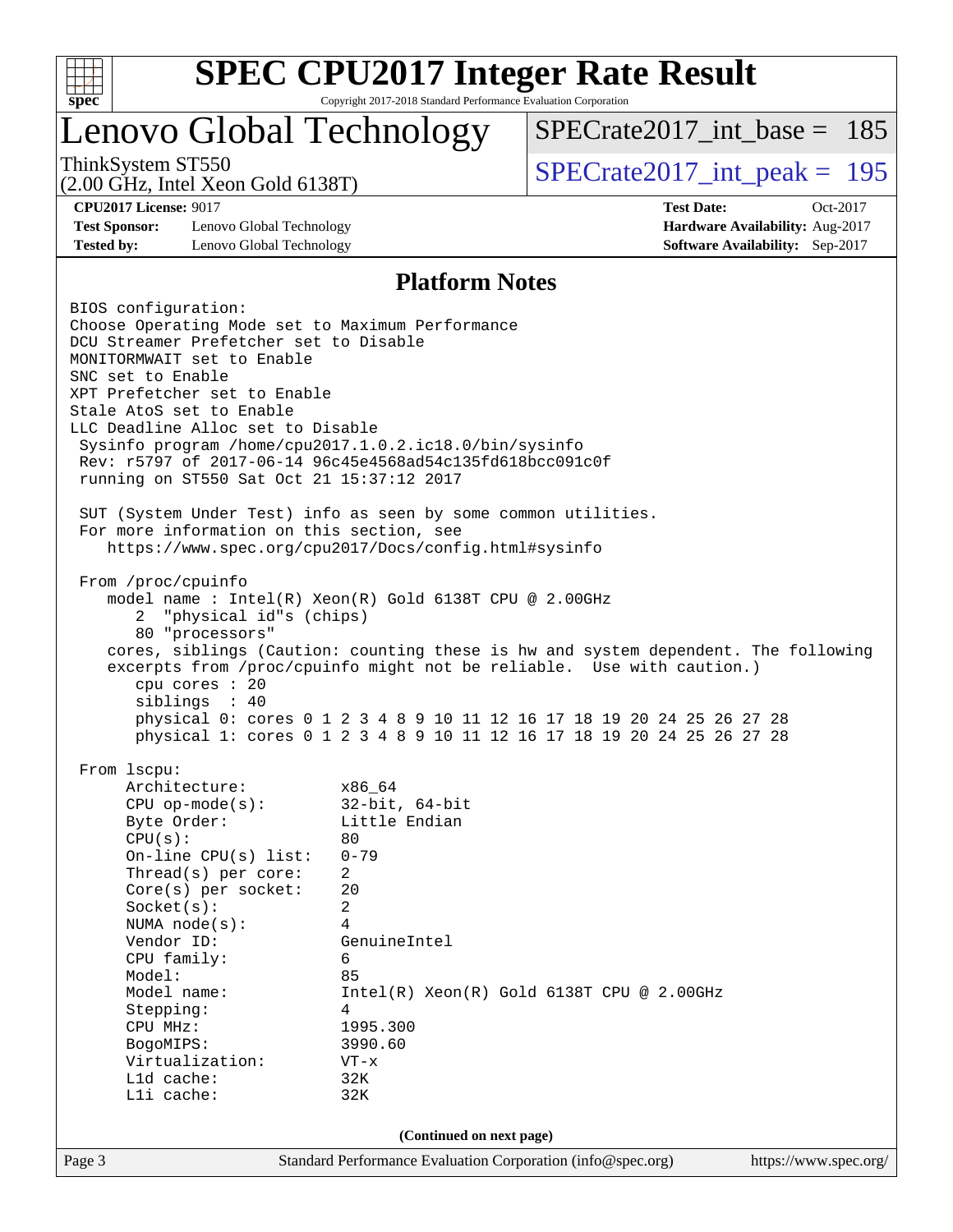# SPEC CPU2017 Integer Rate Result

Copyright 2017-2018 Standard Performance Evaluation Corporation

## Lenovo Global Technology

ThinkSystem ST550
(2.00 GHz, Intel Xeon Gold 6138T)

SPECrate2017_int_base = 185

SPECrate2017_int_peak = 195

**CPU2017 License:** 9017
**Test Sponsor:** Lenovo Global Technology
**Tested by:** Lenovo Global Technology

**Test Date:** Oct-2017
**Hardware Availability:** Aug-2017
**Software Availability:** Sep-2017

### Platform Notes

```
BIOS configuration:
Choose Operating Mode set to Maximum Performance
DCU Streamer Prefetcher set to Disable
MONITORMWAIT set to Enable
SNC set to Enable
XPT Prefetcher set to Enable
Stale AtoS set to Enable
LLC Deadline Alloc set to Disable
 Sysinfo program /home/cpu2017.1.0.2.ic18.0/bin/sysinfo
 Rev: r5797 of 2017-06-14 96c45e4568ad54c135fd618bcc091c0f
 running on ST550 Sat Oct 21 15:37:12 2017

 SUT (System Under Test) info as seen by some common utilities.
 For more information on this section, see
    https://www.spec.org/cpu2017/Docs/config.html#sysinfo

 From /proc/cpuinfo
    model name : Intel(R) Xeon(R) Gold 6138T CPU @ 2.00GHz
       2  "physical id"s (chips)
       80 "processors"
    cores, siblings (Caution: counting these is hw and system dependent. The following
    excerpts from /proc/cpuinfo might not be reliable.  Use with caution.)
       cpu cores : 20
       siblings  : 40
       physical 0: cores 0 1 2 3 4 8 9 10 11 12 16 17 18 19 20 24 25 26 27 28
       physical 1: cores 0 1 2 3 4 8 9 10 11 12 16 17 18 19 20 24 25 26 27 28

 From lscpu:
      Architecture:          x86_64
      CPU op-mode(s):        32-bit, 64-bit
      Byte Order:            Little Endian
      CPU(s):                80
      On-line CPU(s) list:   0-79
      Thread(s) per core:    2
      Core(s) per socket:    20
      Socket(s):             2
      NUMA node(s):          4
      Vendor ID:             GenuineIntel
      CPU family:            6
      Model:                 85
      Model name:            Intel(R) Xeon(R) Gold 6138T CPU @ 2.00GHz
      Stepping:              4
      CPU MHz:               1995.300
      BogoMIPS:              3990.60
      Virtualization:        VT-x
      L1d cache:             32K
      L1i cache:             32K
```

(Continued on next page)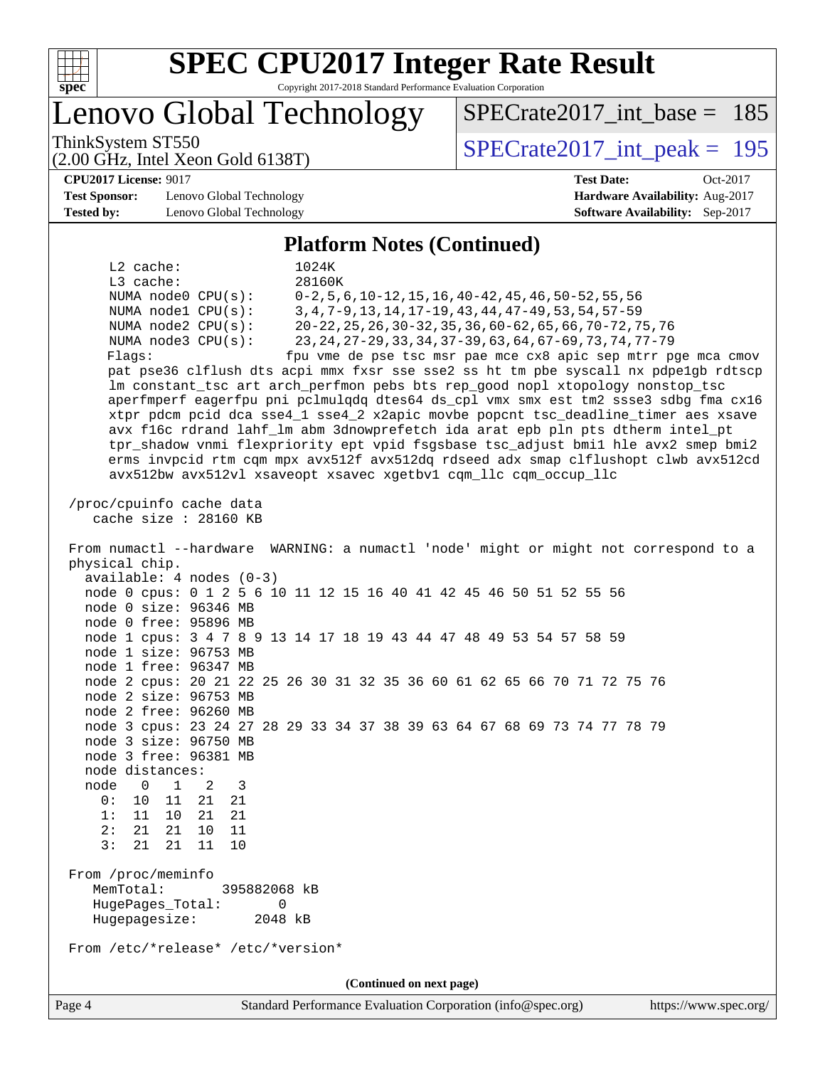# SPEC CPU2017 Integer Rate Result

Copyright 2017-2018 Standard Performance Evaluation Corporation

# Lenovo Global Technology

ThinkSystem ST550
(2.00 GHz, Intel Xeon Gold 6138T)

SPECrate2017_int_base = 185

SPECrate2017_int_peak = 195

**CPU2017 License:** 9017
**Test Sponsor:** Lenovo Global Technology
**Tested by:** Lenovo Global Technology

**Test Date:** Oct-2017
**Hardware Availability:** Aug-2017
**Software Availability:** Sep-2017

## Platform Notes (Continued)

```
     L2 cache:              1024K
     L3 cache:              28160K
     NUMA node0 CPU(s):     0-2,5,6,10-12,15,16,40-42,45,46,50-52,55,56
     NUMA node1 CPU(s):     3,4,7-9,13,14,17-19,43,44,47-49,53,54,57-59
     NUMA node2 CPU(s):     20-22,25,26,30-32,35,36,60-62,65,66,70-72,75,76
     NUMA node3 CPU(s):     23,24,27-29,33,34,37-39,63,64,67-69,73,74,77-79
     Flags:                fpu vme de pse tsc msr pae mce cx8 apic sep mtrr pge mca cmov
     pat pse36 clflush dts acpi mmx fxsr sse sse2 ss ht tm pbe syscall nx pdpe1gb rdtscp
     lm constant_tsc art arch_perfmon pebs bts rep_good nopl xtopology nonstop_tsc
     aperfmperf eagerfpu pni pclmulqdq dtes64 ds_cpl vmx smx est tm2 ssse3 sdbg fma cx16
     xtpr pdcm pcid dca sse4_1 sse4_2 x2apic movbe popcnt tsc_deadline_timer aes xsave
     avx f16c rdrand lahf_lm abm 3dnowprefetch ida arat epb pln pts dtherm intel_pt
     tpr_shadow vnmi flexpriority ept vpid fsgsbase tsc_adjust bmi1 hle avx2 smep bmi2
     erms invpcid rtm cqm mpx avx512f avx512dq rdseed adx smap clflushopt clwb avx512cd
     avx512bw avx512vl xsaveopt xsavec xgetbv1 cqm_llc cqm_occup_llc

 /proc/cpuinfo cache data
    cache size : 28160 KB

 From numactl --hardware  WARNING: a numactl 'node' might or might not correspond to a
 physical chip.
   available: 4 nodes (0-3)
   node 0 cpus: 0 1 2 5 6 10 11 12 15 16 40 41 42 45 46 50 51 52 55 56
   node 0 size: 96346 MB
   node 0 free: 95896 MB
   node 1 cpus: 3 4 7 8 9 13 14 17 18 19 43 44 47 48 49 53 54 57 58 59
   node 1 size: 96753 MB
   node 1 free: 96347 MB
   node 2 cpus: 20 21 22 25 26 30 31 32 35 36 60 61 62 65 66 70 71 72 75 76
   node 2 size: 96753 MB
   node 2 free: 96260 MB
   node 3 cpus: 23 24 27 28 29 33 34 37 38 39 63 64 67 68 69 73 74 77 78 79
   node 3 size: 96750 MB
   node 3 free: 96381 MB
   node distances:
   node   0   1   2   3
     0:  10  11  21  21
     1:  11  10  21  21
     2:  21  21  10  11
     3:  21  21  11  10

 From /proc/meminfo
    MemTotal:       395882068 kB
    HugePages_Total:       0
    Hugepagesize:       2048 kB

 From /etc/*release* /etc/*version*
```

(Continued on next page)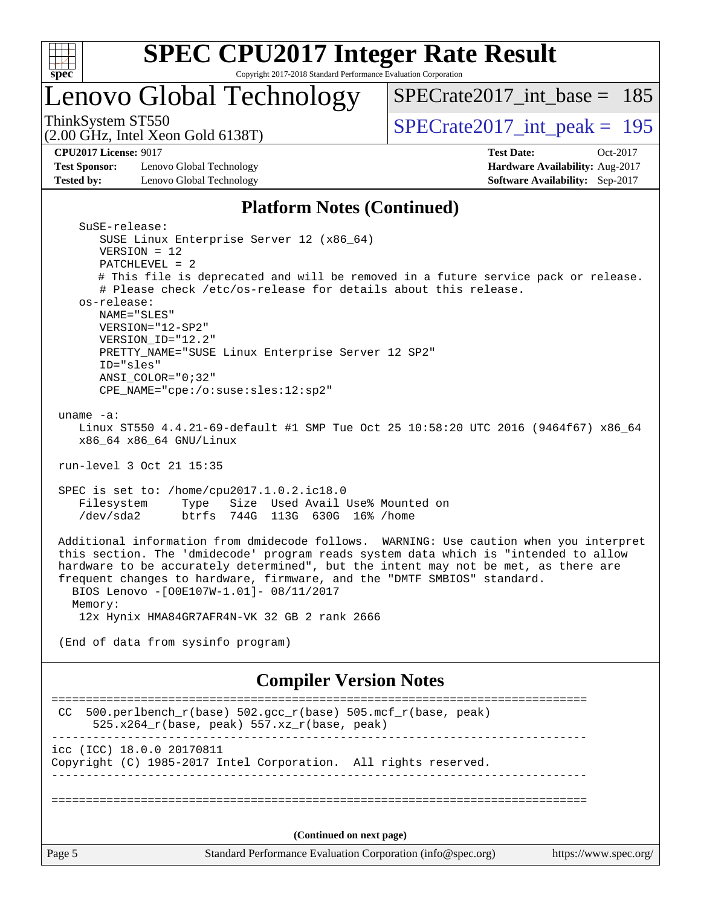# SPEC CPU2017 Integer Rate Result

Copyright 2017-2018 Standard Performance Evaluation Corporation

## Lenovo Global Technology

ThinkSystem ST550
(2.00 GHz, Intel Xeon Gold 6138T)

SPECrate2017_int_base = 185

SPECrate2017_int_peak = 195

**CPU2017 License:** 9017
**Test Sponsor:** Lenovo Global Technology
**Tested by:** Lenovo Global Technology

**Test Date:** Oct-2017
**Hardware Availability:** Aug-2017
**Software Availability:** Sep-2017

## Platform Notes (Continued)

```
    SuSE-release:
       SUSE Linux Enterprise Server 12 (x86_64)
       VERSION = 12
       PATCHLEVEL = 2
       # This file is deprecated and will be removed in a future service pack or release.
       # Please check /etc/os-release for details about this release.
    os-release:
       NAME="SLES"
       VERSION="12-SP2"
       VERSION_ID="12.2"
       PRETTY_NAME="SUSE Linux Enterprise Server 12 SP2"
       ID="sles"
       ANSI_COLOR="0;32"
       CPE_NAME="cpe:/o:suse:sles:12:sp2"

 uname -a:
    Linux ST550 4.4.21-69-default #1 SMP Tue Oct 25 10:58:20 UTC 2016 (9464f67) x86_64
    x86_64 x86_64 GNU/Linux

 run-level 3 Oct 21 15:35

 SPEC is set to: /home/cpu2017.1.0.2.ic18.0
    Filesystem     Type   Size  Used Avail Use% Mounted on
    /dev/sda2      btrfs  744G  113G  630G  16% /home

 Additional information from dmidecode follows.  WARNING: Use caution when you interpret
 this section. The 'dmidecode' program reads system data which is "intended to allow
 hardware to be accurately determined", but the intent may not be met, as there are
 frequent changes to hardware, firmware, and the "DMTF SMBIOS" standard.
   BIOS Lenovo -[O0E107W-1.01]- 08/11/2017
   Memory:
    12x Hynix HMA84GR7AFR4N-VK 32 GB 2 rank 2666

 (End of data from sysinfo program)
```

## Compiler Version Notes

```
==============================================================================
 CC  500.perlbench_r(base) 502.gcc_r(base) 505.mcf_r(base, peak)
      525.x264_r(base, peak) 557.xz_r(base, peak)
------------------------------------------------------------------------------
icc (ICC) 18.0.0 20170811
Copyright (C) 1985-2017 Intel Corporation.  All rights reserved.
------------------------------------------------------------------------------

==============================================================================
```

(Continued on next page)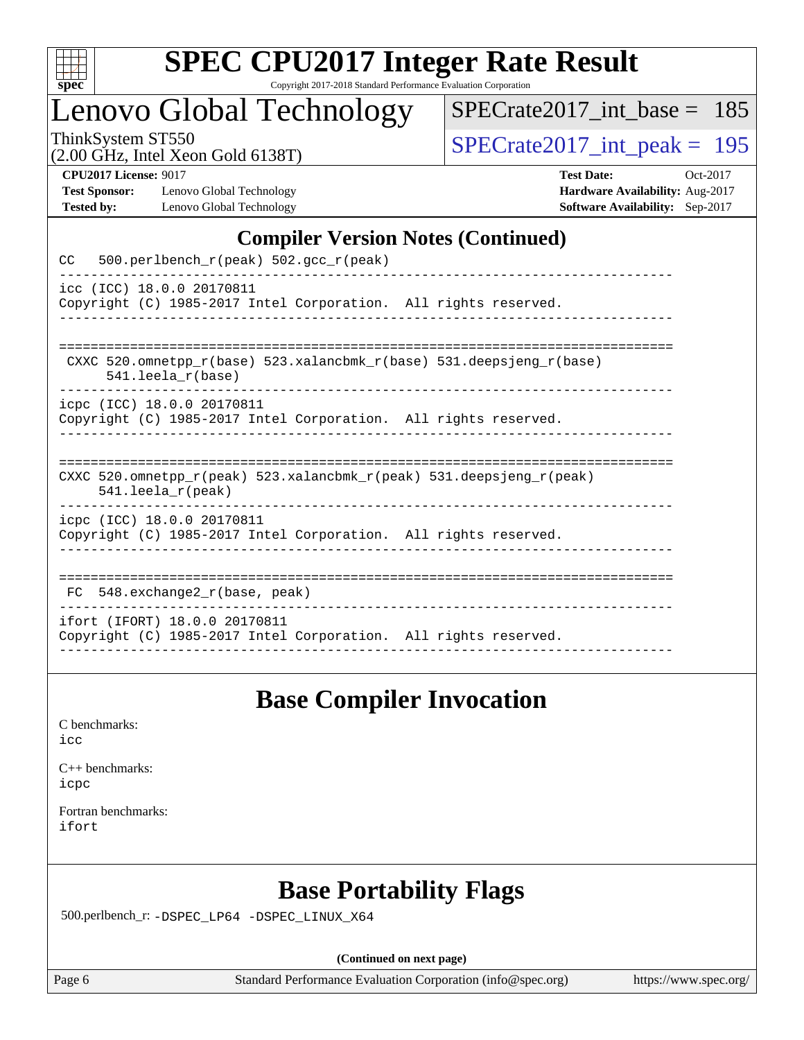## Compiler Version Notes (Continued)

```
CC   500.perlbench_r(peak) 502.gcc_r(peak)
------------------------------------------------------------------------------
icc (ICC) 18.0.0 20170811
Copyright (C) 1985-2017 Intel Corporation.  All rights reserved.
------------------------------------------------------------------------------

==============================================================================
 CXXC 520.omnetpp_r(base) 523.xalancbmk_r(base) 531.deepsjeng_r(base)
      541.leela_r(base)
------------------------------------------------------------------------------
icpc (ICC) 18.0.0 20170811
Copyright (C) 1985-2017 Intel Corporation.  All rights reserved.
------------------------------------------------------------------------------

==============================================================================
CXXC 520.omnetpp_r(peak) 523.xalancbmk_r(peak) 531.deepsjeng_r(peak)
     541.leela_r(peak)
------------------------------------------------------------------------------
icpc (ICC) 18.0.0 20170811
Copyright (C) 1985-2017 Intel Corporation.  All rights reserved.
------------------------------------------------------------------------------

==============================================================================
 FC  548.exchange2_r(base, peak)
------------------------------------------------------------------------------
ifort (IFORT) 18.0.0 20170811
Copyright (C) 1985-2017 Intel Corporation.  All rights reserved.
------------------------------------------------------------------------------
```

## Base Compiler Invocation

C benchmarks:
icc

C++ benchmarks:
icpc

Fortran benchmarks:
ifort

## Base Portability Flags

500.perlbench_r: -DSPEC_LP64 -DSPEC_LINUX_X64

**(Continued on next page)**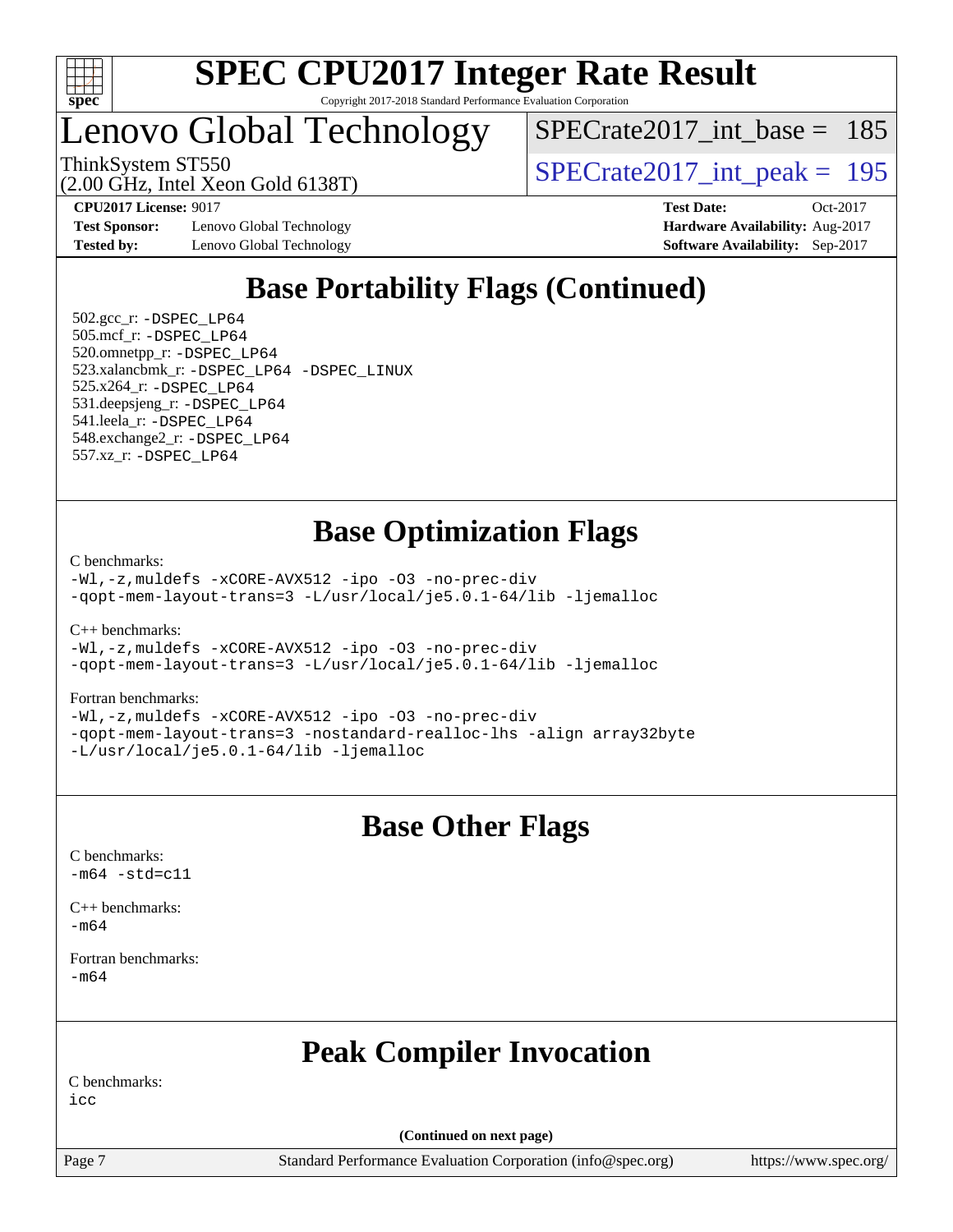# SPEC CPU2017 Integer Rate Result

Copyright 2017-2018 Standard Performance Evaluation Corporation

# Lenovo Global Technology

ThinkSystem ST550
(2.00 GHz, Intel Xeon Gold 6138T)

SPECrate2017_int_base = 185

SPECrate2017_int_peak = 195

**CPU2017 License:** 9017
**Test Sponsor:** Lenovo Global Technology
**Tested by:** Lenovo Global Technology

**Test Date:** Oct-2017
**Hardware Availability:** Aug-2017
**Software Availability:** Sep-2017

## Base Portability Flags (Continued)

502.gcc_r: -DSPEC_LP64
505.mcf_r: -DSPEC_LP64
520.omnetpp_r: -DSPEC_LP64
523.xalancbmk_r: -DSPEC_LP64 -DSPEC_LINUX
525.x264_r: -DSPEC_LP64
531.deepsjeng_r: -DSPEC_LP64
541.leela_r: -DSPEC_LP64
548.exchange2_r: -DSPEC_LP64
557.xz_r: -DSPEC_LP64

## Base Optimization Flags

C benchmarks:
-Wl,-z,muldefs -xCORE-AVX512 -ipo -O3 -no-prec-div
-qopt-mem-layout-trans=3 -L/usr/local/je5.0.1-64/lib -ljemalloc

C++ benchmarks:
-Wl,-z,muldefs -xCORE-AVX512 -ipo -O3 -no-prec-div
-qopt-mem-layout-trans=3 -L/usr/local/je5.0.1-64/lib -ljemalloc

Fortran benchmarks:
-Wl,-z,muldefs -xCORE-AVX512 -ipo -O3 -no-prec-div
-qopt-mem-layout-trans=3 -nostandard-realloc-lhs -align array32byte
-L/usr/local/je5.0.1-64/lib -ljemalloc

## Base Other Flags

C benchmarks:
-m64 -std=c11

C++ benchmarks:
-m64

Fortran benchmarks:
-m64

## Peak Compiler Invocation

C benchmarks:
icc

(Continued on next page)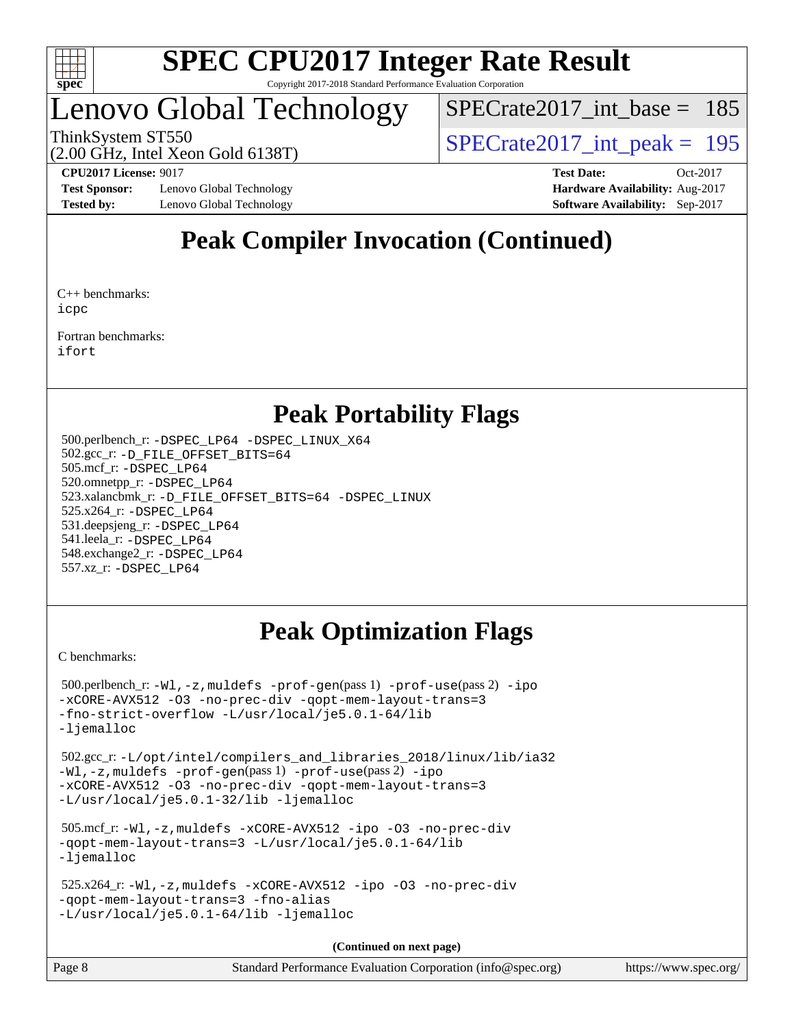# SPEC CPU2017 Integer Rate Result

Copyright 2017-2018 Standard Performance Evaluation Corporation

## Lenovo Global Technology

ThinkSystem ST550
(2.00 GHz, Intel Xeon Gold 6138T)

SPECrate2017_int_base = 185

SPECrate2017_int_peak = 195

**CPU2017 License:** 9017
**Test Sponsor:** Lenovo Global Technology
**Tested by:** Lenovo Global Technology

**Test Date:** Oct-2017
**Hardware Availability:** Aug-2017
**Software Availability:** Sep-2017

## Peak Compiler Invocation (Continued)

C++ benchmarks:
icpc

Fortran benchmarks:
ifort

## Peak Portability Flags

500.perlbench_r: -DSPEC_LP64 -DSPEC_LINUX_X64
502.gcc_r: -D_FILE_OFFSET_BITS=64
505.mcf_r: -DSPEC_LP64
520.omnetpp_r: -DSPEC_LP64
523.xalancbmk_r: -D_FILE_OFFSET_BITS=64 -DSPEC_LINUX
525.x264_r: -DSPEC_LP64
531.deepsjeng_r: -DSPEC_LP64
541.leela_r: -DSPEC_LP64
548.exchange2_r: -DSPEC_LP64
557.xz_r: -DSPEC_LP64

## Peak Optimization Flags

C benchmarks:

500.perlbench_r: -Wl,-z,muldefs -prof-gen(pass 1) -prof-use(pass 2) -ipo -xCORE-AVX512 -O3 -no-prec-div -qopt-mem-layout-trans=3 -fno-strict-overflow -L/usr/local/je5.0.1-64/lib -ljemalloc

502.gcc_r: -L/opt/intel/compilers_and_libraries_2018/linux/lib/ia32 -Wl,-z,muldefs -prof-gen(pass 1) -prof-use(pass 2) -ipo -xCORE-AVX512 -O3 -no-prec-div -qopt-mem-layout-trans=3 -L/usr/local/je5.0.1-32/lib -ljemalloc

505.mcf_r: -Wl,-z,muldefs -xCORE-AVX512 -ipo -O3 -no-prec-div -qopt-mem-layout-trans=3 -L/usr/local/je5.0.1-64/lib -ljemalloc

525.x264_r: -Wl,-z,muldefs -xCORE-AVX512 -ipo -O3 -no-prec-div -qopt-mem-layout-trans=3 -fno-alias -L/usr/local/je5.0.1-64/lib -ljemalloc

**(Continued on next page)**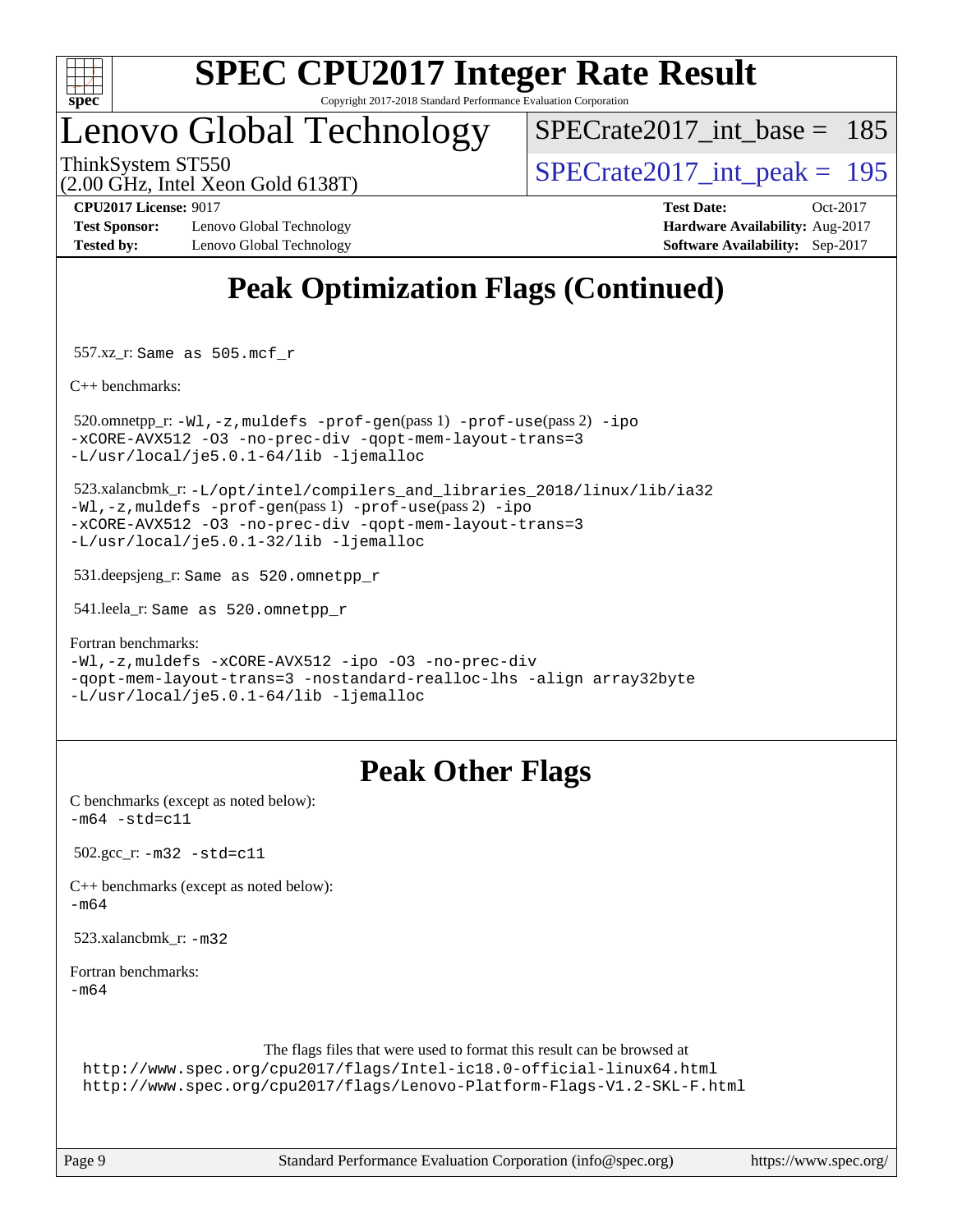# Peak Optimization Flags (Continued)

557.xz_r: `Same as 505.mcf_r`

C++ benchmarks:

520.omnetpp_r: `-Wl,-z,muldefs -prof-gen(pass 1) -prof-use(pass 2) -ipo -xCORE-AVX512 -O3 -no-prec-div -qopt-mem-layout-trans=3 -L/usr/local/je5.0.1-64/lib -ljemalloc`

523.xalancbmk_r: `-L/opt/intel/compilers_and_libraries_2018/linux/lib/ia32 -Wl,-z,muldefs -prof-gen(pass 1) -prof-use(pass 2) -ipo -xCORE-AVX512 -O3 -no-prec-div -qopt-mem-layout-trans=3 -L/usr/local/je5.0.1-32/lib -ljemalloc`

531.deepsjeng_r: `Same as 520.omnetpp_r`

541.leela_r: `Same as 520.omnetpp_r`

Fortran benchmarks:
`-Wl,-z,muldefs -xCORE-AVX512 -ipo -O3 -no-prec-div -qopt-mem-layout-trans=3 -nostandard-realloc-lhs -align array32byte -L/usr/local/je5.0.1-64/lib -ljemalloc`

# Peak Other Flags

C benchmarks (except as noted below):
`-m64 -std=c11`

502.gcc_r: `-m32 -std=c11`

C++ benchmarks (except as noted below):
`-m64`

523.xalancbmk_r: `-m32`

Fortran benchmarks:
`-m64`

The flags files that were used to format this result can be browsed at
http://www.spec.org/cpu2017/flags/Intel-ic18.0-official-linux64.html
http://www.spec.org/cpu2017/flags/Lenovo-Platform-Flags-V1.2-SKL-F.html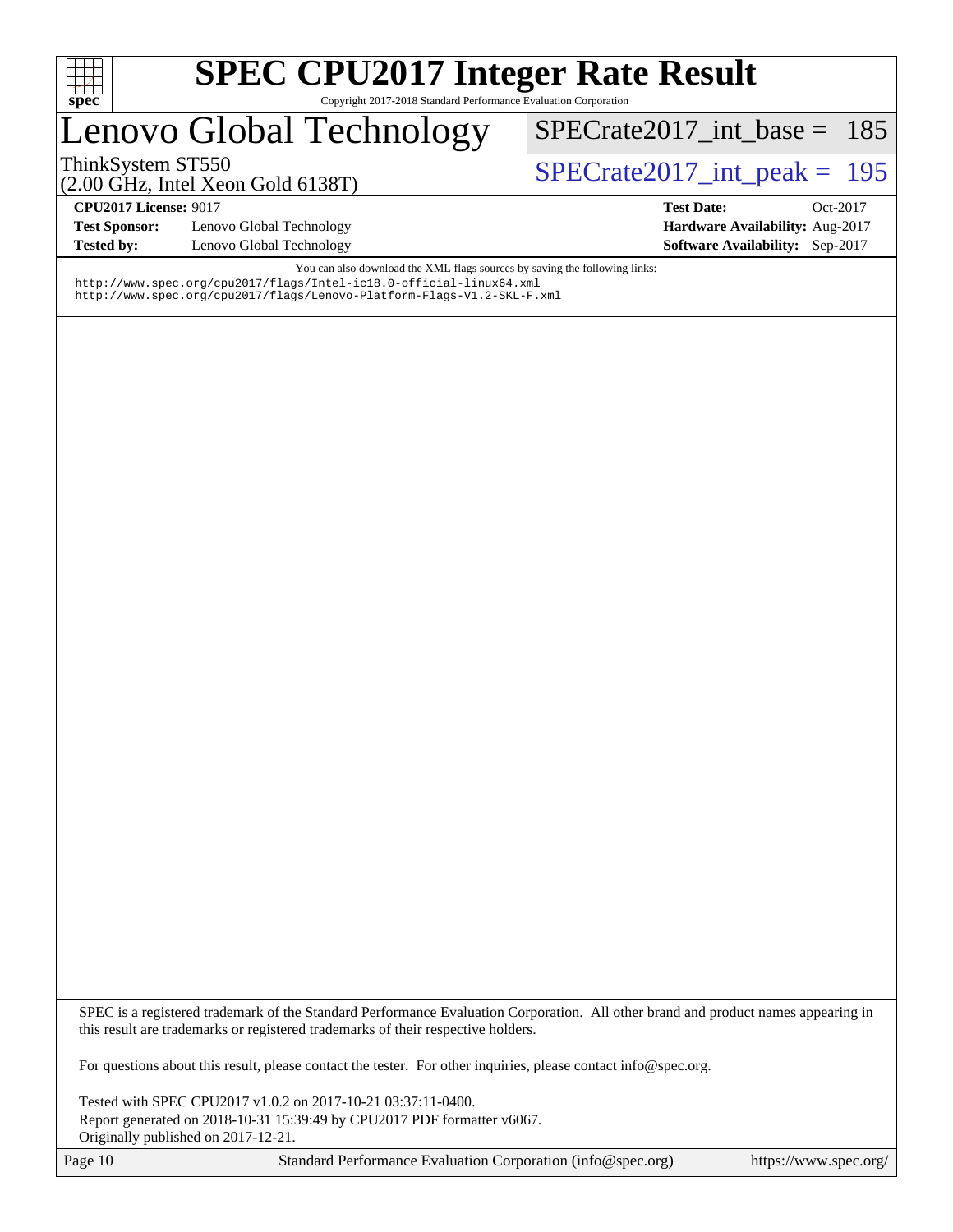You can also download the XML flags sources by saving the following links:

http://www.spec.org/cpu2017/flags/Intel-ic18.0-official-linux64.xml
http://www.spec.org/cpu2017/flags/Lenovo-Platform-Flags-V1.2-SKL-F.xml

SPEC is a registered trademark of the Standard Performance Evaluation Corporation. All other brand and product names appearing in this result are trademarks or registered trademarks of their respective holders.

For questions about this result, please contact the tester. For other inquiries, please contact info@spec.org.

Tested with SPEC CPU2017 v1.0.2 on 2017-10-21 03:37:11-0400.
Report generated on 2018-10-31 15:39:49 by CPU2017 PDF formatter v6067.
Originally published on 2017-12-21.